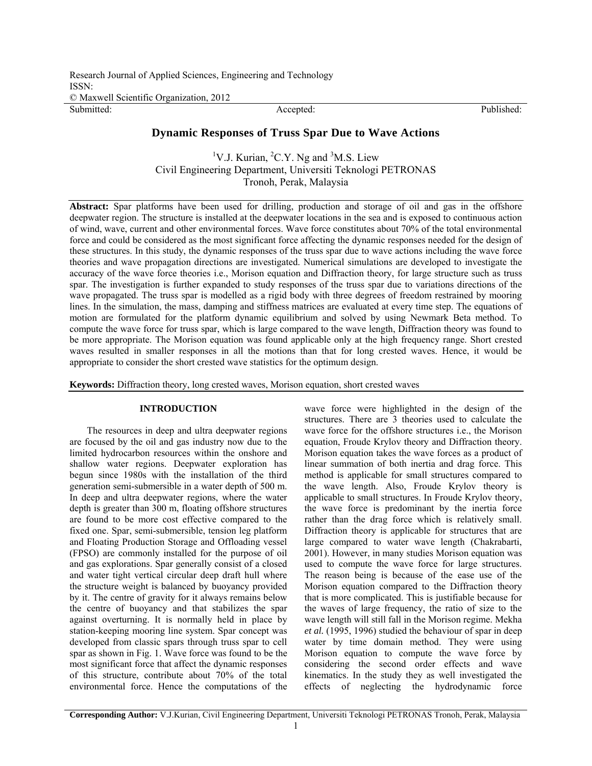Research Journal of Applied Sciences, Engineering and Technology
ISSN:
© Maxwell Scientific Organization, 2012

Submitted: Accepted: Published:

# Dynamic Responses of Truss Spar Due to Wave Actions

[1]V.J. Kurian, [2]C.Y. Ng and [3]M.S. Liew
Civil Engineering Department, Universiti Teknologi PETRONAS
Tronoh, Perak, Malaysia

**Abstract:** Spar platforms have been used for drilling, production and storage of oil and gas in the offshore deepwater region. The structure is installed at the deepwater locations in the sea and is exposed to continuous action of wind, wave, current and other environmental forces. Wave force constitutes about 70% of the total environmental force and could be considered as the most significant force affecting the dynamic responses needed for the design of these structures. In this study, the dynamic responses of the truss spar due to wave actions including the wave force theories and wave propagation directions are investigated. Numerical simulations are developed to investigate the accuracy of the wave force theories i.e., Morison equation and Diffraction theory, for large structure such as truss spar. The investigation is further expanded to study responses of the truss spar due to variations directions of the wave propagated. The truss spar is modelled as a rigid body with three degrees of freedom restrained by mooring lines. In the simulation, the mass, damping and stiffness matrices are evaluated at every time step. The equations of motion are formulated for the platform dynamic equilibrium and solved by using Newmark Beta method. To compute the wave force for truss spar, which is large compared to the wave length, Diffraction theory was found to be more appropriate. The Morison equation was found applicable only at the high frequency range. Short crested waves resulted in smaller responses in all the motions than that for long crested waves. Hence, it would be appropriate to consider the short crested wave statistics for the optimum design.

**Keywords:** Diffraction theory, long crested waves, Morison equation, short crested waves

## INTRODUCTION

The resources in deep and ultra deepwater regions are focused by the oil and gas industry now due to the limited hydrocarbon resources within the onshore and shallow water regions. Deepwater exploration has begun since 1980s with the installation of the third generation semi-submersible in a water depth of 500 m. In deep and ultra deepwater regions, where the water depth is greater than 300 m, floating offshore structures are found to be more cost effective compared to the fixed one. Spar, semi-submersible, tension leg platform and Floating Production Storage and Offloading vessel (FPSO) are commonly installed for the purpose of oil and gas explorations. Spar generally consist of a closed and water tight vertical circular deep draft hull where the structure weight is balanced by buoyancy provided by it. The centre of gravity for it always remains below the centre of buoyancy and that stabilizes the spar against overturning. It is normally held in place by station-keeping mooring line system. Spar concept was developed from classic spars through truss spar to cell spar as shown in Fig. 1. Wave force was found to be the most significant force that affect the dynamic responses of this structure, contribute about 70% of the total environmental force. Hence the computations of the wave force were highlighted in the design of the structures. There are 3 theories used to calculate the wave force for the offshore structures i.e., the Morison equation, Froude Krylov theory and Diffraction theory. Morison equation takes the wave forces as a product of linear summation of both inertia and drag force. This method is applicable for small structures compared to the wave length. Also, Froude Krylov theory is applicable to small structures. In Froude Krylov theory, the wave force is predominant by the inertia force rather than the drag force which is relatively small. Diffraction theory is applicable for structures that are large compared to water wave length (Chakrabarti, 2001). However, in many studies Morison equation was used to compute the wave force for large structures. The reason being is because of the ease use of the Morison equation compared to the Diffraction theory that is more complicated. This is justifiable because for the waves of large frequency, the ratio of size to the wave length will still fall in the Morison regime. Mekha *et al.* (1995, 1996) studied the behaviour of spar in deep water by time domain method. They were using Morison equation to compute the wave force by considering the second order effects and wave kinematics. In the study they as well investigated the effects of neglecting the hydrodynamic force

**Corresponding Author:** V.J.Kurian, Civil Engineering Department, Universiti Teknologi PETRONAS Tronoh, Perak, Malaysia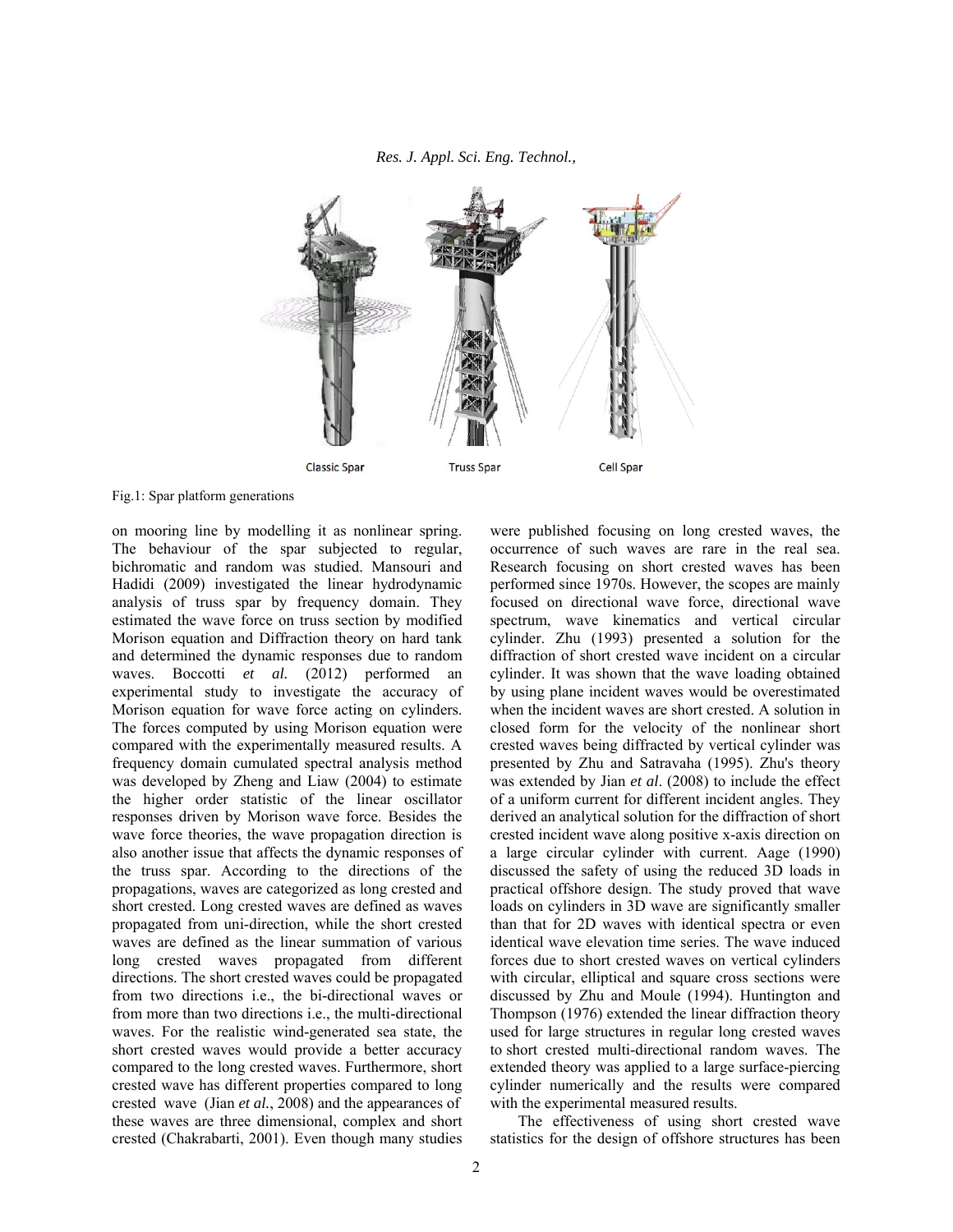Classic Spar Truss Spar Cell Spar

Fig.1: Spar platform generations

on mooring line by modelling it as nonlinear spring. The behaviour of the spar subjected to regular, bichromatic and random was studied. Mansouri and Hadidi (2009) investigated the linear hydrodynamic analysis of truss spar by frequency domain. They estimated the wave force on truss section by modified Morison equation and Diffraction theory on hard tank and determined the dynamic responses due to random waves. Boccotti *et al.* (2012) performed an experimental study to investigate the accuracy of Morison equation for wave force acting on cylinders. The forces computed by using Morison equation were compared with the experimentally measured results. A frequency domain cumulated spectral analysis method was developed by Zheng and Liaw (2004) to estimate the higher order statistic of the linear oscillator responses driven by Morison wave force. Besides the wave force theories, the wave propagation direction is also another issue that affects the dynamic responses of the truss spar. According to the directions of the propagations, waves are categorized as long crested and short crested. Long crested waves are defined as waves propagated from uni-direction, while the short crested waves are defined as the linear summation of various long crested waves propagated from different directions. The short crested waves could be propagated from two directions i.e., the bi-directional waves or from more than two directions i.e., the multi-directional waves. For the realistic wind-generated sea state, the short crested waves would provide a better accuracy compared to the long crested waves. Furthermore, short crested wave has different properties compared to long crested wave (Jian *et al.*, 2008) and the appearances of these waves are three dimensional, complex and short crested (Chakrabarti, 2001). Even though many studies were published focusing on long crested waves, the occurrence of such waves are rare in the real sea. Research focusing on short crested waves has been performed since 1970s. However, the scopes are mainly focused on directional wave force, directional wave spectrum, wave kinematics and vertical circular cylinder. Zhu (1993) presented a solution for the diffraction of short crested wave incident on a circular cylinder. It was shown that the wave loading obtained by using plane incident waves would be overestimated when the incident waves are short crested. A solution in closed form for the velocity of the nonlinear short crested waves being diffracted by vertical cylinder was presented by Zhu and Satravaha (1995). Zhu's theory was extended by Jian *et al*. (2008) to include the effect of a uniform current for different incident angles. They derived an analytical solution for the diffraction of short crested incident wave along positive x-axis direction on a large circular cylinder with current. Aage (1990) discussed the safety of using the reduced 3D loads in practical offshore design. The study proved that wave loads on cylinders in 3D wave are significantly smaller than that for 2D waves with identical spectra or even identical wave elevation time series. The wave induced forces due to short crested waves on vertical cylinders with circular, elliptical and square cross sections were discussed by Zhu and Moule (1994). Huntington and Thompson (1976) extended the linear diffraction theory used for large structures in regular long crested waves to short crested multi-directional random waves. The extended theory was applied to a large surface-piercing cylinder numerically and the results were compared with the experimental measured results.

The effectiveness of using short crested wave statistics for the design of offshore structures has been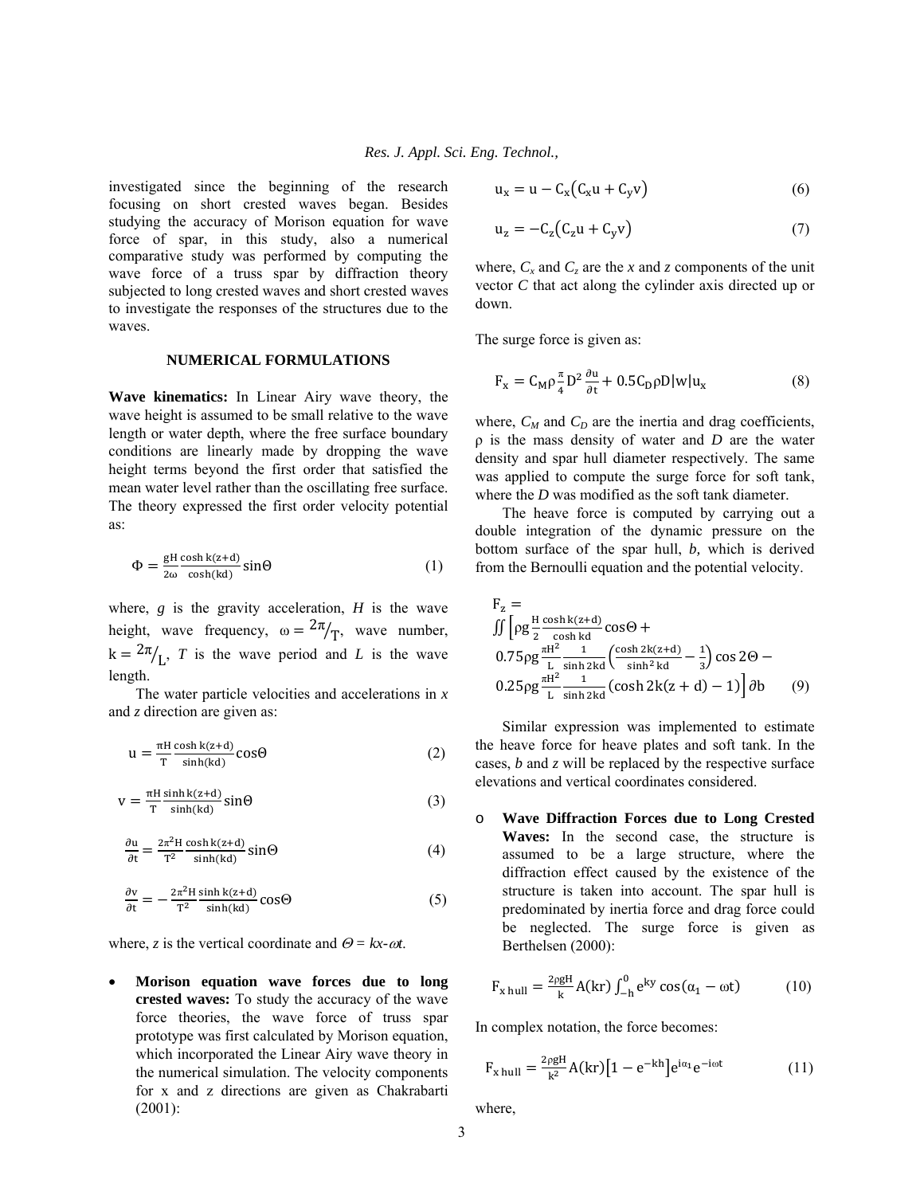investigated since the beginning of the research focusing on short crested waves began. Besides studying the accuracy of Morison equation for wave force of spar, in this study, also a numerical comparative study was performed by computing the wave force of a truss spar by diffraction theory subjected to long crested waves and short crested waves to investigate the responses of the structures due to the waves.

## NUMERICAL FORMULATIONS

**Wave kinematics:** In Linear Airy wave theory, the wave height is assumed to be small relative to the wave length or water depth, where the free surface boundary conditions are linearly made by dropping the wave height terms beyond the first order that satisfied the mean water level rather than the oscillating free surface. The theory expressed the first order velocity potential as:

$$\Phi = \frac{gH}{2\omega}\frac{\cosh k(z+d)}{\cosh(kd)}\sin\Theta \tag{1}$$

where, $g$ is the gravity acceleration, $H$ is the wave height, wave frequency, $\omega = {}^{2\pi}/_{T}$, wave number, $k = {}^{2\pi}/_{L}$, $T$ is the wave period and $L$ is the wave length.

The water particle velocities and accelerations in $x$ and $z$ direction are given as:

$$u = \frac{\pi H}{T}\frac{\cosh k(z+d)}{\sinh(kd)}\cos\Theta \tag{2}$$

$$v = \frac{\pi H}{T}\frac{\sinh k(z+d)}{\sinh(kd)}\sin\Theta \tag{3}$$

$$\frac{\partial u}{\partial t} = \frac{2\pi^2 H}{T^2}\frac{\cosh k(z+d)}{\sinh(kd)}\sin\Theta \tag{4}$$

$$\frac{\partial v}{\partial t} = -\frac{2\pi^2 H}{T^2}\frac{\sinh k(z+d)}{\sinh(kd)}\cos\Theta \tag{5}$$

where, $z$ is the vertical coordinate and $\Theta = kx\text{-}\omega t$.

- **Morison equation wave forces due to long crested waves:** To study the accuracy of the wave force theories, the wave force of truss spar prototype was first calculated by Morison equation, which incorporated the Linear Airy wave theory in the numerical simulation. The velocity components for x and z directions are given as Chakrabarti (2001):

$$u_x = u - C_x(C_x u + C_y v) \tag{6}$$

$$u_z = -C_z(C_z u + C_y v) \tag{7}$$

where, $C_x$ and $C_z$ are the $x$ and $z$ components of the unit vector $C$ that act along the cylinder axis directed up or down.

The surge force is given as:

$$F_x = C_M \rho \frac{\pi}{4} D^2 \frac{\partial u}{\partial t} + 0.5 C_D \rho D |w| u_x \tag{8}$$

where, $C_M$ and $C_D$ are the inertia and drag coefficients, ρ is the mass density of water and $D$ are the water density and spar hull diameter respectively. The same was applied to compute the surge force for soft tank, where the $D$ was modified as the soft tank diameter.

The heave force is computed by carrying out a double integration of the dynamic pressure on the bottom surface of the spar hull, $b$, which is derived from the Bernoulli equation and the potential velocity.

$$F_z = \iint \Big[\rho g \frac{H}{2}\frac{\cosh k(z+d)}{\cosh kd}\cos\Theta + 0.75\rho g \frac{\pi H^2}{L}\frac{1}{\sinh 2kd}\left(\frac{\cosh 2k(z+d)}{\sinh^2 kd} - \frac{1}{3}\right)\cos 2\Theta - 0.25\rho g \frac{\pi H^2}{L}\frac{1}{\sinh 2kd}\left(\cosh 2k(z+d) - 1\right)\Big]\partial b \tag{9}$$

Similar expression was implemented to estimate the heave force for heave plates and soft tank. In the cases, $b$ and $z$ will be replaced by the respective surface elevations and vertical coordinates considered.

- **Wave Diffraction Forces due to Long Crested Waves:** In the second case, the structure is assumed to be a large structure, where the diffraction effect caused by the existence of the structure is taken into account. The spar hull is predominated by inertia force and drag force could be neglected. The surge force is given as Berthelsen (2000):

$$F_{x\,hull} = \frac{2\rho g H}{k} A(kr)\int_{-h}^{0} e^{ky}\cos(\alpha_1 - \omega t) \tag{10}$$

In complex notation, the force becomes:

$$F_{x\,hull} = \frac{2\rho g H}{k^2} A(kr)\left[1 - e^{-kh}\right] e^{i\alpha_1} e^{-i\omega t} \tag{11}$$

where,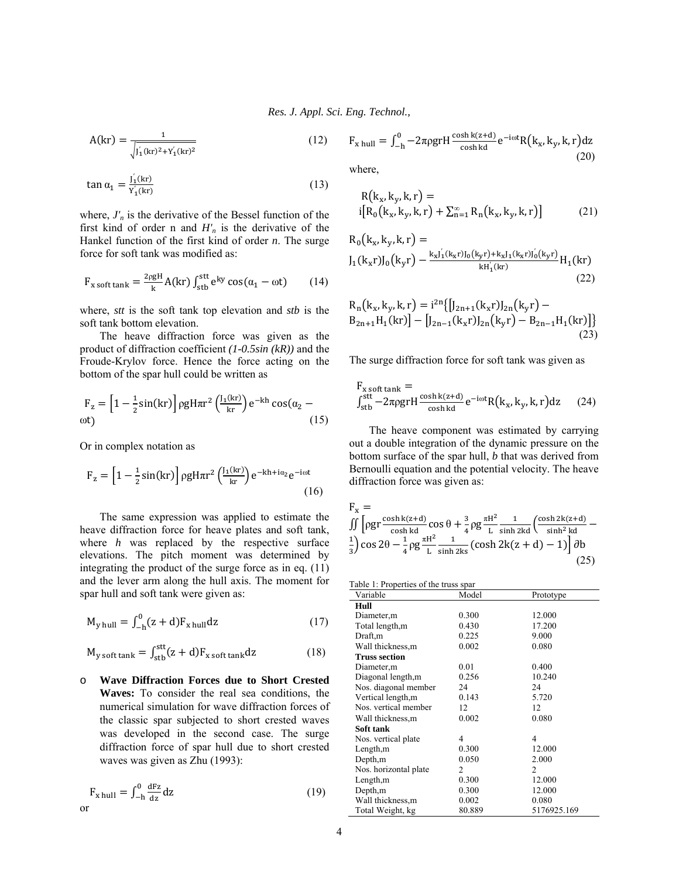$$A(kr) = \frac{1}{\sqrt{J_1'(kr)^2 + Y_1'(kr)^2}} \tag{12}$$

$$\tan\alpha_1 = \frac{J_1'(kr)}{Y_1'(kr)} \tag{13}$$

where, $J'_n$ is the derivative of the Bessel function of the first kind of order n and $H'_n$ is the derivative of the Hankel function of the first kind of order $n$. The surge force for soft tank was modified as:

$$F_{x\,\text{soft tank}} = \frac{2\rho g H}{k} A(kr) \int_{stb}^{stt} e^{ky} \cos(\alpha_1 - \omega t) \tag{14}$$

where, $stt$ is the soft tank top elevation and $stb$ is the soft tank bottom elevation.

The heave diffraction force was given as the product of diffraction coefficient *(1-0.5sin (kR))* and the Froude-Krylov force. Hence the force acting on the bottom of the spar hull could be written as

$$F_z = \left[1 - \frac{1}{2}\sin(kr)\right] \rho g H \pi r^2 \left(\frac{J_1(kr)}{kr}\right) e^{-kh} \cos(\alpha_2 - \omega t) \tag{15}$$

Or in complex notation as

$$F_z = \left[1 - \frac{1}{2}\sin(kr)\right] \rho g H \pi r^2 \left(\frac{J_1(kr)}{kr}\right) e^{-kh + i\alpha_2} e^{-i\omega t} \tag{16}$$

The same expression was applied to estimate the heave diffraction force for heave plates and soft tank, where $h$ was replaced by the respective surface elevations. The pitch moment was determined by integrating the product of the surge force as in eq. (11) and the lever arm along the hull axis. The moment for spar hull and soft tank were given as:

$$M_{y\,\text{hull}} = \int_{-h}^{0} (z + d) F_{x\,\text{hull}} dz \tag{17}$$

$$M_{y\,\text{soft tank}} = \int_{stb}^{stt} (z + d) F_{x\,\text{soft tank}} dz \tag{18}$$

- **Wave Diffraction Forces due to Short Crested Waves:** To consider the real sea conditions, the numerical simulation for wave diffraction forces of the classic spar subjected to short crested waves was developed in the second case. The surge diffraction force of spar hull due to short crested waves was given as Zhu (1993):

$$F_{x\,\text{hull}} = \int_{-h}^{0} \frac{dF_z}{dz} dz \tag{19}$$

or

$$F_{x\,\text{hull}} = \int_{-h}^{0} -2\pi\rho g r H \frac{\cosh k(z+d)}{\cosh kd} e^{-i\omega t} R(k_x, k_y, k, r) dz \tag{20}$$

where,

$$R(k_x, k_y, k, r) = i\left[R_0(k_x, k_y, k, r) + \sum_{n=1}^{\infty} R_n(k_x, k_y, k, r)\right] \tag{21}$$

$$R_0(k_x, k_y, k, r) = J_1(k_x r) J_0(k_y r) - \frac{k_x J_1'(k_x r) J_0(k_y r) + k_x J_1(k_x r) J_0'(k_y r)}{k H_1'(kr)} H_1(kr) \tag{22}$$

$$R_n(k_x, k_y, k, r) = i^{2n}\left\{\left[J_{2n+1}(k_x r) J_{2n}(k_y r) - B_{2n+1} H_1(kr)\right] - \left[J_{2n-1}(k_x r) J_{2n}(k_y r) - B_{2n-1} H_1(kr)\right]\right\} \tag{23}$$

The surge diffraction force for soft tank was given as

$$F_{x\,\text{soft tank}} = \int_{stb}^{stt} -2\pi\rho g r H \frac{\cosh k(z+d)}{\cosh kd} e^{-i\omega t} R(k_x, k_y, k, r) dz \tag{24}$$

The heave component was estimated by carrying out a double integration of the dynamic pressure on the bottom surface of the spar hull, $b$ that was derived from Bernoulli equation and the potential velocity. The heave diffraction force was given as:

$$F_x = \iint \left[\rho g r \frac{\cosh k(z+d)}{\cosh kd} \cos\theta + \frac{3}{4}\rho g \frac{\pi H^2}{L} \frac{1}{\sinh 2kd}\left(\frac{\cosh 2k(z+d)}{\sinh^2 kd} - \frac{1}{3}\right)\cos 2\theta - \frac{1}{4}\rho g \frac{\pi H^2}{L} \frac{1}{\sinh 2ks}\left(\cosh 2k(z+d) - 1\right)\right] \partial b \tag{25}$$

Table 1: Properties of the truss spar

| Variable | Model | Prototype |
|---|---|---|
| **Hull** | | |
| Diameter,m | 0.300 | 12.000 |
| Total length,m | 0.430 | 17.200 |
| Draft,m | 0.225 | 9.000 |
| Wall thickness,m | 0.002 | 0.080 |
| **Truss section** | | |
| Diameter,m | 0.01 | 0.400 |
| Diagonal length,m | 0.256 | 10.240 |
| Nos. diagonal member | 24 | 24 |
| Vertical length,m | 0.143 | 5.720 |
| Nos. vertical member | 12 | 12 |
| Wall thickness,m | 0.002 | 0.080 |
| **Soft tank** | | |
| Nos. vertical plate | 4 | 4 |
| Length,m | 0.300 | 12.000 |
| Depth,m | 0.050 | 2.000 |
| Nos. horizontal plate | 2 | 2 |
| Length,m | 0.300 | 12.000 |
| Depth,m | 0.300 | 12.000 |
| Wall thickness,m | 0.002 | 0.080 |
| Total Weight, kg | 80.889 | 5176925.169 |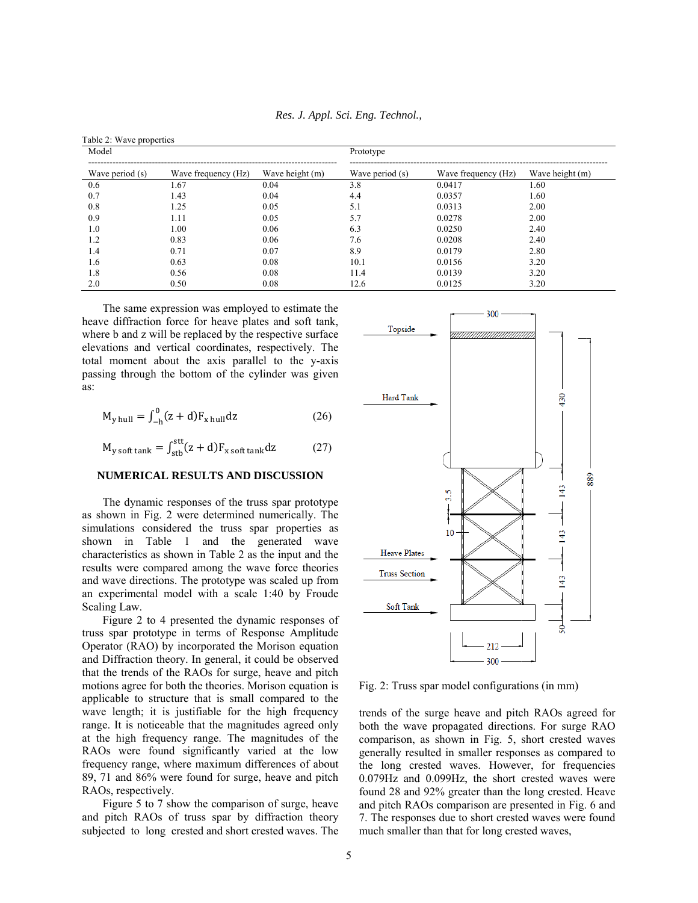Table 2: Wave properties

| Model | | | Prototype | | |
|---|---|---|---|---|---|
| Wave period (s) | Wave frequency (Hz) | Wave height (m) | Wave period (s) | Wave frequency (Hz) | Wave height (m) |
| 0.6 | 1.67 | 0.04 | 3.8 | 0.0417 | 1.60 |
| 0.7 | 1.43 | 0.04 | 4.4 | 0.0357 | 1.60 |
| 0.8 | 1.25 | 0.05 | 5.1 | 0.0313 | 2.00 |
| 0.9 | 1.11 | 0.05 | 5.7 | 0.0278 | 2.00 |
| 1.0 | 1.00 | 0.06 | 6.3 | 0.0250 | 2.40 |
| 1.2 | 0.83 | 0.06 | 7.6 | 0.0208 | 2.40 |
| 1.4 | 0.71 | 0.07 | 8.9 | 0.0179 | 2.80 |
| 1.6 | 0.63 | 0.08 | 10.1 | 0.0156 | 3.20 |
| 1.8 | 0.56 | 0.08 | 11.4 | 0.0139 | 3.20 |
| 2.0 | 0.50 | 0.08 | 12.6 | 0.0125 | 3.20 |

The same expression was employed to estimate the heave diffraction force for heave plates and soft tank, where b and z will be replaced by the respective surface elevations and vertical coordinates, respectively. The total moment about the axis parallel to the y-axis passing through the bottom of the cylinder was given as:

$$M_{y\,hull} = \int_{-h}^{0} (z + d) F_{x\,hull} dz \tag{26}$$

$$M_{y\,soft\,tank} = \int_{stb}^{stt} (z + d) F_{x\,soft\,tank} dz \tag{27}$$

## NUMERICAL RESULTS AND DISCUSSION

The dynamic responses of the truss spar prototype as shown in Fig. 2 were determined numerically. The simulations considered the truss spar properties as shown in Table 1 and the generated wave characteristics as shown in Table 2 as the input and the results were compared among the wave force theories and wave directions. The prototype was scaled up from an experimental model with a scale 1:40 by Froude Scaling Law.

Figure 2 to 4 presented the dynamic responses of truss spar prototype in terms of Response Amplitude Operator (RAO) by incorporated the Morison equation and Diffraction theory. In general, it could be observed that the trends of the RAOs for surge, heave and pitch motions agree for both the theories. Morison equation is applicable to structure that is small compared to the wave length; it is justifiable for the high frequency range. It is noticeable that the magnitudes agreed only at the high frequency range. The magnitudes of the RAOs were found significantly varied at the low frequency range, where maximum differences of about 89, 71 and 86% were found for surge, heave and pitch RAOs, respectively.

Figure 5 to 7 show the comparison of surge, heave and pitch RAOs of truss spar by diffraction theory subjected to long crested and short crested waves. The trends of the surge heave and pitch RAOs agreed for both the wave propagated directions. For surge RAO comparison, as shown in Fig. 5, short crested waves generally resulted in smaller responses as compared to the long crested waves. However, for frequencies 0.079Hz and 0.099Hz, the short crested waves were found 28 and 92% greater than the long crested. Heave and pitch RAOs comparison are presented in Fig. 6 and 7. The responses due to short crested waves were found much smaller than that for long crested waves,

Fig. 2: Truss spar model configurations (in mm)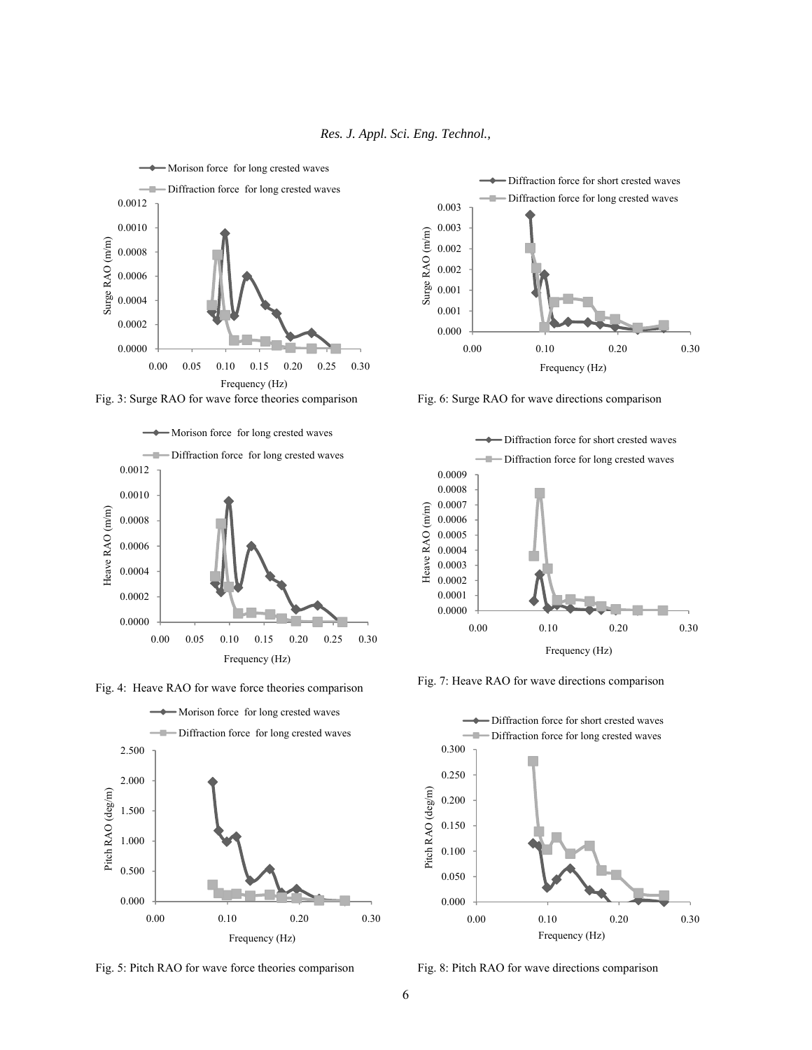Fig. 3: Surge RAO for wave force theories comparison

Fig. 4: Heave RAO for wave force theories comparison

Fig. 5: Pitch RAO for wave force theories comparison

Fig. 6: Surge RAO for wave directions comparison

Fig. 7: Heave RAO for wave directions comparison

Fig. 8: Pitch RAO for wave directions comparison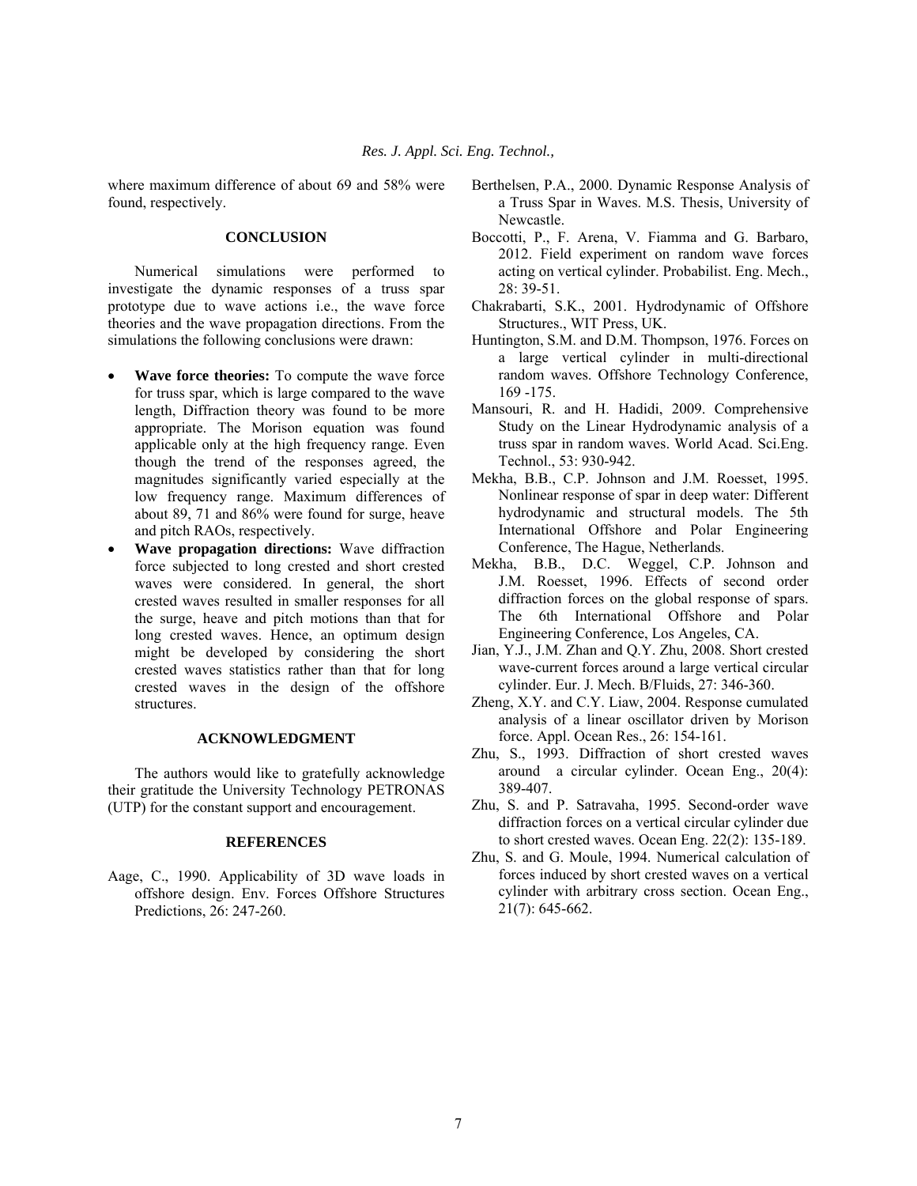where maximum difference of about 69 and 58% were found, respectively.

## CONCLUSION

Numerical simulations were performed to investigate the dynamic responses of a truss spar prototype due to wave actions i.e., the wave force theories and the wave propagation directions. From the simulations the following conclusions were drawn:

- **Wave force theories:** To compute the wave force for truss spar, which is large compared to the wave length, Diffraction theory was found to be more appropriate. The Morison equation was found applicable only at the high frequency range. Even though the trend of the responses agreed, the magnitudes significantly varied especially at the low frequency range. Maximum differences of about 89, 71 and 86% were found for surge, heave and pitch RAOs, respectively.
- **Wave propagation directions:** Wave diffraction force subjected to long crested and short crested waves were considered. In general, the short crested waves resulted in smaller responses for all the surge, heave and pitch motions than that for long crested waves. Hence, an optimum design might be developed by considering the short crested waves statistics rather than that for long crested waves in the design of the offshore structures.

## ACKNOWLEDGMENT

The authors would like to gratefully acknowledge their gratitude the University Technology PETRONAS (UTP) for the constant support and encouragement.

## REFERENCES

Aage, C., 1990. Applicability of 3D wave loads in offshore design. Env. Forces Offshore Structures Predictions, 26: 247-260.

Berthelsen, P.A., 2000. Dynamic Response Analysis of a Truss Spar in Waves. M.S. Thesis, University of Newcastle.

Boccotti, P., F. Arena, V. Fiamma and G. Barbaro, 2012. Field experiment on random wave forces acting on vertical cylinder. Probabilist. Eng. Mech., 28: 39-51.

Chakrabarti, S.K., 2001. Hydrodynamic of Offshore Structures., WIT Press, UK.

Huntington, S.M. and D.M. Thompson, 1976. Forces on a large vertical cylinder in multi-directional random waves. Offshore Technology Conference, 169 -175.

Mansouri, R. and H. Hadidi, 2009. Comprehensive Study on the Linear Hydrodynamic analysis of a truss spar in random waves. World Acad. Sci.Eng. Technol., 53: 930-942.

Mekha, B.B., C.P. Johnson and J.M. Roesset, 1995. Nonlinear response of spar in deep water: Different hydrodynamic and structural models. The 5th International Offshore and Polar Engineering Conference, The Hague, Netherlands.

Mekha, B.B., D.C. Weggel, C.P. Johnson and J.M. Roesset, 1996. Effects of second order diffraction forces on the global response of spars. The 6th International Offshore and Polar Engineering Conference, Los Angeles, CA.

Jian, Y.J., J.M. Zhan and Q.Y. Zhu, 2008. Short crested wave-current forces around a large vertical circular cylinder. Eur. J. Mech. B/Fluids, 27: 346-360.

Zheng, X.Y. and C.Y. Liaw, 2004. Response cumulated analysis of a linear oscillator driven by Morison force. Appl. Ocean Res., 26: 154-161.

Zhu, S., 1993. Diffraction of short crested waves around a circular cylinder. Ocean Eng., 20(4): 389-407.

Zhu, S. and P. Satravaha, 1995. Second-order wave diffraction forces on a vertical circular cylinder due to short crested waves. Ocean Eng. 22(2): 135-189.

Zhu, S. and G. Moule, 1994. Numerical calculation of forces induced by short crested waves on a vertical cylinder with arbitrary cross section. Ocean Eng., 21(7): 645-662.